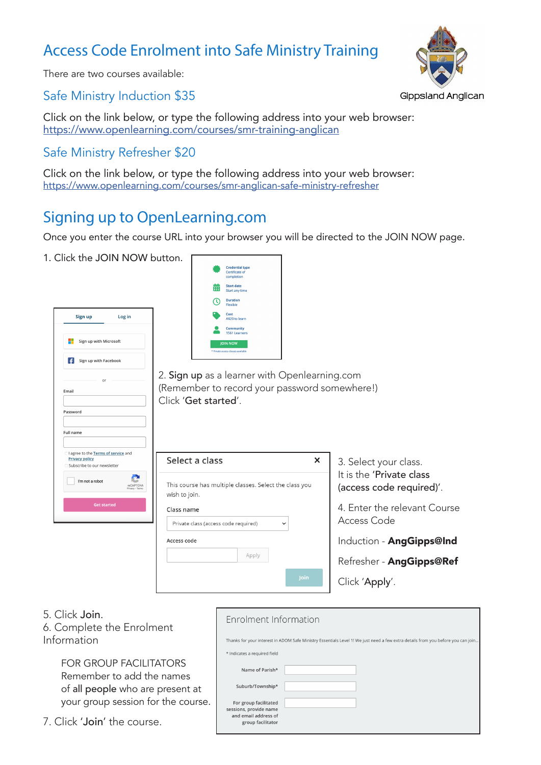# Access Code Enrolment into Safe Ministry Training

Gippsland Anglican

There are two courses available:

## Safe Ministry Induction $35

Click on the link below, or type the following address into your web browser:
https://www.openlearning.com/courses/smr-training-anglican

## Safe Ministry Refresher $20

Click on the link below, or type the following address into your web browser:
https://www.openlearning.com/courses/smr-anglican-safe-ministry-refresher

# Signing up to OpenLearning.com

Once you enter the course URL into your browser you will be directed to the JOIN NOW page.

1. Click the JOIN NOW button.

2. **Sign up** as a learner with Openlearning.com
(Remember to record your password somewhere!)
Click '**Get started**'.

3. Select your class.
It is the '**Private class (access code required)**'.

4. Enter the relevant Course Access Code

Induction - **AngGipps@Ind**

Refresher - **AngGipps@Ref**

Click '**Apply**'.

5. Click **Join**.
6. Complete the Enrolment Information

FOR GROUP FACILITATORS
Remember to add the names of **all people** who are present at your group session for the course.

7. Click '**Join**' the course.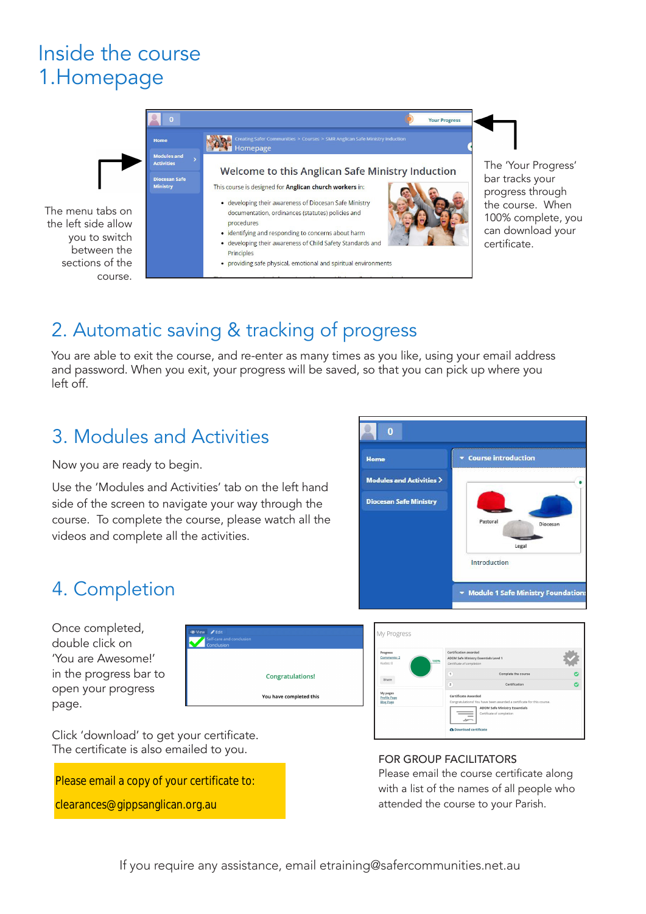# Inside the course

## 1.Homepage

The menu tabs on the left side allow you to switch between the sections of the course.

The 'Your Progress' bar tracks your progress through the course. When 100% complete, you can download your certificate.

## 2. Automatic saving & tracking of progress

You are able to exit the course, and re-enter as many times as you like, using your email address and password. When you exit, your progress will be saved, so that you can pick up where you left off.

## 3. Modules and Activities

Now you are ready to begin.

Use the 'Modules and Activities' tab on the left hand side of the screen to navigate your way through the course. To complete the course, please watch all the videos and complete all the activities.

## 4. Completion

Once completed, double click on 'You are Awesome!' in the progress bar to open your progress page.

Click 'download' to get your certificate. The certificate is also emailed to you.

**Please email a copy of your certificate to: clearances@gippsanglican.org.au**

FOR GROUP FACILITATORS

Please email the course certificate along with a list of the names of all people who attended the course to your Parish.

If you require any assistance, email etraining@safercommunities.net.au